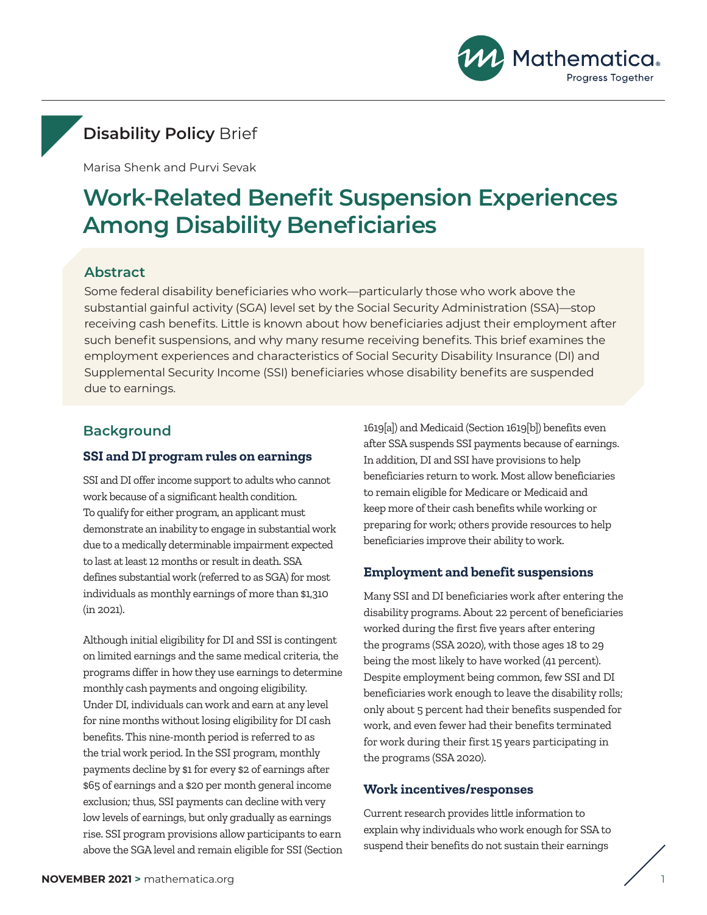Disability Policy Brief

Marisa Shenk and Purvi Sevak

# Work-Related Benefit Suspension Experiences Among Disability Beneficiaries

## Abstract

Some federal disability beneficiaries who work—particularly those who work above the substantial gainful activity (SGA) level set by the Social Security Administration (SSA)—stop receiving cash benefits. Little is known about how beneficiaries adjust their employment after such benefit suspensions, and why many resume receiving benefits. This brief examines the employment experiences and characteristics of Social Security Disability Insurance (DI) and Supplemental Security Income (SSI) beneficiaries whose disability benefits are suspended due to earnings.

## Background

### SSI and DI program rules on earnings

SSI and DI offer income support to adults who cannot work because of a significant health condition. To qualify for either program, an applicant must demonstrate an inability to engage in substantial work due to a medically determinable impairment expected to last at least 12 months or result in death. SSA defines substantial work (referred to as SGA) for most individuals as monthly earnings of more than $1,310 (in 2021).

Although initial eligibility for DI and SSI is contingent on limited earnings and the same medical criteria, the programs differ in how they use earnings to determine monthly cash payments and ongoing eligibility. Under DI, individuals can work and earn at any level for nine months without losing eligibility for DI cash benefits. This nine-month period is referred to as the trial work period. In the SSI program, monthly payments decline by $1 for every $2 of earnings after $65 of earnings and a $20 per month general income exclusion; thus, SSI payments can decline with very low levels of earnings, but only gradually as earnings rise. SSI program provisions allow participants to earn above the SGA level and remain eligible for SSI (Section 1619[a]) and Medicaid (Section 1619[b]) benefits even after SSA suspends SSI payments because of earnings. In addition, DI and SSI have provisions to help beneficiaries return to work. Most allow beneficiaries to remain eligible for Medicare or Medicaid and keep more of their cash benefits while working or preparing for work; others provide resources to help beneficiaries improve their ability to work.

### Employment and benefit suspensions

Many SSI and DI beneficiaries work after entering the disability programs. About 22 percent of beneficiaries worked during the first five years after entering the programs (SSA 2020), with those ages 18 to 29 being the most likely to have worked (41 percent). Despite employment being common, few SSI and DI beneficiaries work enough to leave the disability rolls; only about 5 percent had their benefits suspended for work, and even fewer had their benefits terminated for work during their first 15 years participating in the programs (SSA 2020).

### Work incentives/responses

Current research provides little information to explain why individuals who work enough for SSA to suspend their benefits do not sustain their earnings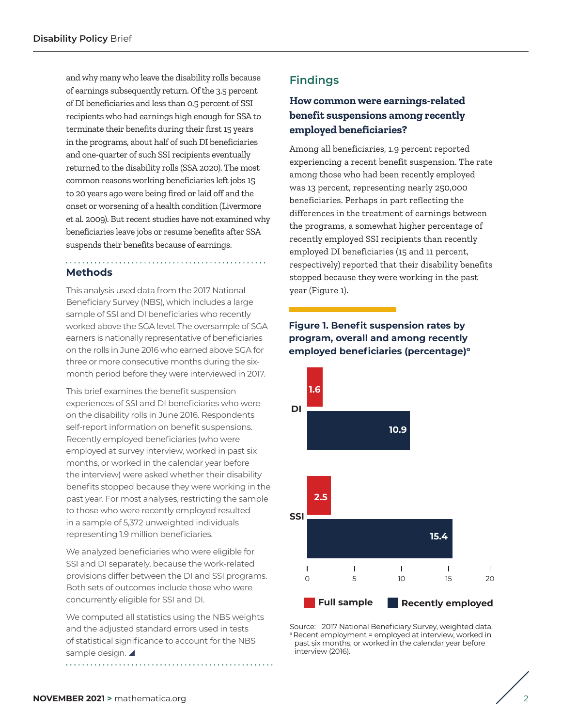and why many who leave the disability rolls because of earnings subsequently return. Of the 3.5 percent of DI beneficiaries and less than 0.5 percent of SSI recipients who had earnings high enough for SSA to terminate their benefits during their first 15 years in the programs, about half of such DI beneficiaries and one-quarter of such SSI recipients eventually returned to the disability rolls (SSA 2020). The most common reasons working beneficiaries left jobs 15 to 20 years ago were being fired or laid off and the onset or worsening of a health condition (Livermore et al. 2009). But recent studies have not examined why beneficiaries leave jobs or resume benefits after SSA suspends their benefits because of earnings.

## Methods

This analysis used data from the 2017 National Beneficiary Survey (NBS), which includes a large sample of SSI and DI beneficiaries who recently worked above the SGA level. The oversample of SGA earners is nationally representative of beneficiaries on the rolls in June 2016 who earned above SGA for three or more consecutive months during the six-month period before they were interviewed in 2017.

This brief examines the benefit suspension experiences of SSI and DI beneficiaries who were on the disability rolls in June 2016. Respondents self-report information on benefit suspensions. Recently employed beneficiaries (who were employed at survey interview, worked in past six months, or worked in the calendar year before the interview) were asked whether their disability benefits stopped because they were working in the past year. For most analyses, restricting the sample to those who were recently employed resulted in a sample of 5,372 unweighted individuals representing 1.9 million beneficiaries.

We analyzed beneficiaries who were eligible for SSI and DI separately, because the work-related provisions differ between the DI and SSI programs. Both sets of outcomes include those who were concurrently eligible for SSI and DI.

We computed all statistics using the NBS weights and the adjusted standard errors used in tests of statistical significance to account for the NBS sample design.

## Findings

### How common were earnings-related benefit suspensions among recently employed beneficiaries?

Among all beneficiaries, 1.9 percent reported experiencing a recent benefit suspension. The rate among those who had been recently employed was 13 percent, representing nearly 250,000 beneficiaries. Perhaps in part reflecting the differences in the treatment of earnings between the programs, a somewhat higher percentage of recently employed SSI recipients than recently employed DI beneficiaries (15 and 11 percent, respectively) reported that their disability benefits stopped because they were working in the past year (Figure 1).

**Figure 1. Benefit suspension rates by program, overall and among recently employed beneficiaries (percentage)[a]**

| Program | Full sample | Recently employed |
|---|---|---|
| DI | 1.6 | 10.9 |
| SSI | 2.5 | 15.4 |

Source: 2017 National Beneficiary Survey, weighted data.

[a] Recent employment = employed at interview, worked in past six months, or worked in the calendar year before interview (2016).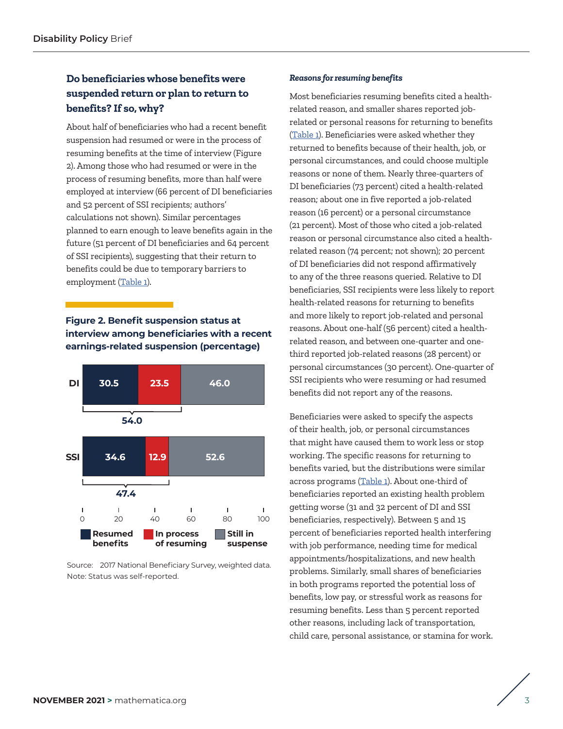### Do beneficiaries whose benefits were suspended return or plan to return to benefits? If so, why?

About half of beneficiaries who had a recent benefit suspension had resumed or were in the process of resuming benefits at the time of interview (Figure 2). Among those who had resumed or were in the process of resuming benefits, more than half were employed at interview (66 percent of DI beneficiaries and 52 percent of SSI recipients; authors' calculations not shown). Similar percentages planned to earn enough to leave benefits again in the future (51 percent of DI beneficiaries and 64 percent of SSI recipients), suggesting that their return to benefits could be due to temporary barriers to employment (Table 1).

**Figure 2. Benefit suspension status at interview among beneficiaries with a recent earnings-related suspension (percentage)**

| | Resumed benefits | In process of resuming | Still in suspense | Resumed + In process |
|---|---|---|---|---|
| DI | 30.5 | 23.5 | 46.0 | 54.0 |
| SSI | 34.6 | 12.9 | 52.6 | 47.4 |

Source: 2017 National Beneficiary Survey, weighted data.
Note: Status was self-reported.

#### *Reasons for resuming benefits*

Most beneficiaries resuming benefits cited a health-related reason, and smaller shares reported job-related or personal reasons for returning to benefits (Table 1). Beneficiaries were asked whether they returned to benefits because of their health, job, or personal circumstances, and could choose multiple reasons or none of them. Nearly three-quarters of DI beneficiaries (73 percent) cited a health-related reason; about one in five reported a job-related reason (16 percent) or a personal circumstance (21 percent). Most of those who cited a job-related reason or personal circumstance also cited a health-related reason (74 percent; not shown); 20 percent of DI beneficiaries did not respond affirmatively to any of the three reasons queried. Relative to DI beneficiaries, SSI recipients were less likely to report health-related reasons for returning to benefits and more likely to report job-related and personal reasons. About one-half (56 percent) cited a health-related reason, and between one-quarter and one-third reported job-related reasons (28 percent) or personal circumstances (30 percent). One-quarter of SSI recipients who were resuming or had resumed benefits did not report any of the reasons.

Beneficiaries were asked to specify the aspects of their health, job, or personal circumstances that might have caused them to work less or stop working. The specific reasons for returning to benefits varied, but the distributions were similar across programs (Table 1). About one-third of beneficiaries reported an existing health problem getting worse (31 and 32 percent of DI and SSI beneficiaries, respectively). Between 5 and 15 percent of beneficiaries reported health interfering with job performance, needing time for medical appointments/hospitalizations, and new health problems. Similarly, small shares of beneficiaries in both programs reported the potential loss of benefits, low pay, or stressful work as reasons for resuming benefits. Less than 5 percent reported other reasons, including lack of transportation, child care, personal assistance, or stamina for work.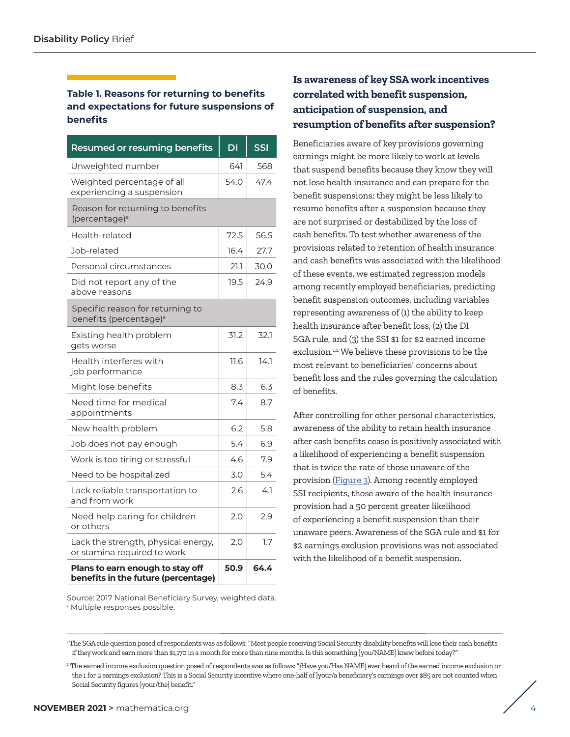**Table 1. Reasons for returning to benefits and expectations for future suspensions of benefits**

| Resumed or resuming benefits | DI | SSI |
|---|---|---|
| Unweighted number | 641 | 568 |
| Weighted percentage of all experiencing a suspension | 54.0 | 47.4 |
| Reason for returning to benefits (percentage)[a] | | |
| Health-related | 72.5 | 56.5 |
| Job-related | 16.4 | 27.7 |
| Personal circumstances | 21.1 | 30.0 |
| Did not report any of the above reasons | 19.5 | 24.9 |
| Specific reason for returning to benefits (percentage)[a] | | |
| Existing health problem gets worse | 31.2 | 32.1 |
| Health interferes with job performance | 11.6 | 14.1 |
| Might lose benefits | 8.3 | 6.3 |
| Need time for medical appointments | 7.4 | 8.7 |
| New health problem | 6.2 | 5.8 |
| Job does not pay enough | 5.4 | 6.9 |
| Work is too tiring or stressful | 4.6 | 7.9 |
| Need to be hospitalized | 3.0 | 5.4 |
| Lack reliable transportation to and from work | 2.6 | 4.1 |
| Need help caring for children or others | 2.0 | 2.9 |
| Lack the strength, physical energy, or stamina required to work | 2.0 | 1.7 |
| **Plans to earn enough to stay off benefits in the future (percentage)** | **50.9** | **64.4** |

Source: 2017 National Beneficiary Survey, weighted data.
[a] Multiple responses possible.

### Is awareness of key SSA work incentives correlated with benefit suspension, anticipation of suspension, and resumption of benefits after suspension?

Beneficiaries aware of key provisions governing earnings might be more likely to work at levels that suspend benefits because they know they will not lose health insurance and can prepare for the benefit suspensions; they might be less likely to resume benefits after a suspension because they are not surprised or destabilized by the loss of cash benefits. To test whether awareness of the provisions related to retention of health insurance and cash benefits was associated with the likelihood of these events, we estimated regression models among recently employed beneficiaries, predicting benefit suspension outcomes, including variables representing awareness of (1) the ability to keep health insurance after benefit loss, (2) the DI SGA rule, and (3) the SSI $1 for $2 earned income exclusion.[1,2] We believe these provisions to be the most relevant to beneficiaries' concerns about benefit loss and the rules governing the calculation of benefits.

After controlling for other personal characteristics, awareness of the ability to retain health insurance after cash benefits cease is positively associated with a likelihood of experiencing a benefit suspension that is twice the rate of those unaware of the provision (Figure 3). Among recently employed SSI recipients, those aware of the health insurance provision had a 50 percent greater likelihood of experiencing a benefit suspension than their unaware peers. Awareness of the SGA rule and $1 for $2 earnings exclusion provisions was not associated with the likelihood of a benefit suspension.

---

[1] The SGA rule question posed of respondents was as follows: "Most people receiving Social Security disability benefits will lose their cash benefits if they work and earn more than $1,170 in a month for more than nine months. Is this something {you/NAME} knew before today?"

[2] The earned income exclusion question posed of respondents was as follows: "{Have you/Has NAME} ever heard of the earned income exclusion or the 1 for 2 earnings exclusion? This is a Social Security incentive where one-half of {your/a beneficiary's earnings over $85 are not counted when Social Security figures {your/the} benefit."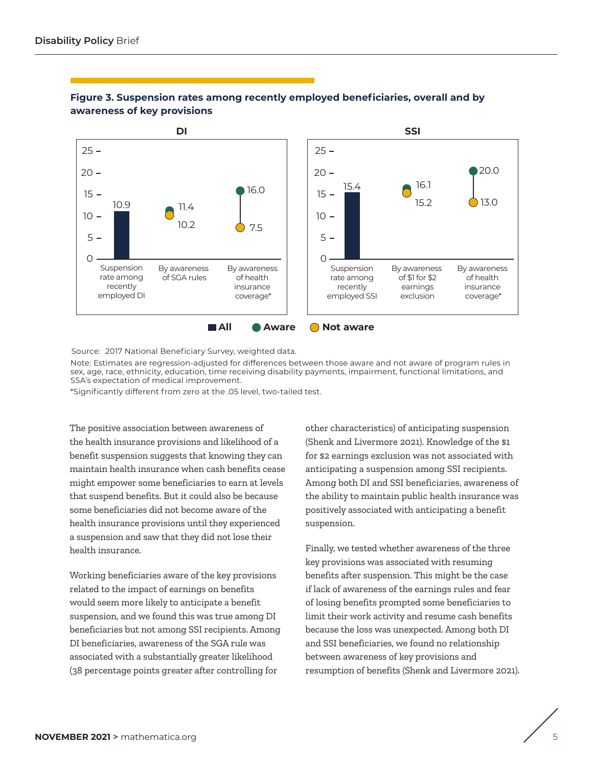**Figure 3. Suspension rates among recently employed beneficiaries, overall and by awareness of key provisions**

| | DI | | SSI |
|---|---|---|---|
| Suspension rate among recently employed (All) | 10.9 | | 15.4 |
| By awareness of SGA rules (DI) / $1 for $2 earnings exclusion (SSI) – Aware | 11.4 | | 16.1 |
| By awareness of SGA rules (DI) / $1 for $2 earnings exclusion (SSI) – Not aware | 10.2 | | 15.2 |
| By awareness of health insurance coverage* – Aware | 16.0 | | 20.0 |
| By awareness of health insurance coverage* – Not aware | 7.5 | | 13.0 |

Source: 2017 National Beneficiary Survey, weighted data.

Note: Estimates are regression-adjusted for differences between those aware and not aware of program rules in sex, age, race, ethnicity, education, time receiving disability payments, impairment, functional limitations, and SSA's expectation of medical improvement.

*Significantly different from zero at the .05 level, two-tailed test.

The positive association between awareness of the health insurance provisions and likelihood of a benefit suspension suggests that knowing they can maintain health insurance when cash benefits cease might empower some beneficiaries to earn at levels that suspend benefits. But it could also be because some beneficiaries did not become aware of the health insurance provisions until they experienced a suspension and saw that they did not lose their health insurance.

Working beneficiaries aware of the key provisions related to the impact of earnings on benefits would seem more likely to anticipate a benefit suspension, and we found this was true among DI beneficiaries but not among SSI recipients. Among DI beneficiaries, awareness of the SGA rule was associated with a substantially greater likelihood (38 percentage points greater after controlling for other characteristics) of anticipating suspension (Shenk and Livermore 2021). Knowledge of the $1 for $2 earnings exclusion was not associated with anticipating a suspension among SSI recipients. Among both DI and SSI beneficiaries, awareness of the ability to maintain public health insurance was positively associated with anticipating a benefit suspension.

Finally, we tested whether awareness of the three key provisions was associated with resuming benefits after suspension. This might be the case if lack of awareness of the earnings rules and fear of losing benefits prompted some beneficiaries to limit their work activity and resume cash benefits because the loss was unexpected. Among both DI and SSI beneficiaries, we found no relationship between awareness of key provisions and resumption of benefits (Shenk and Livermore 2021).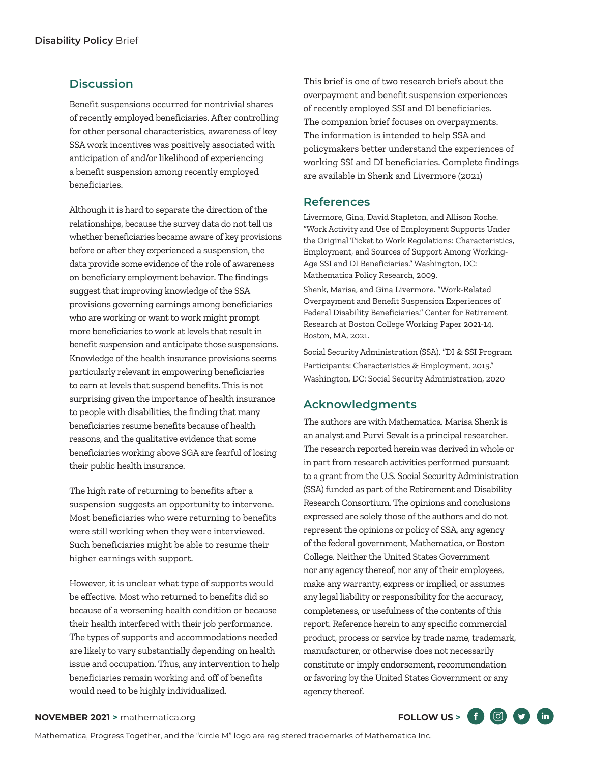## Discussion

Benefit suspensions occurred for nontrivial shares of recently employed beneficiaries. After controlling for other personal characteristics, awareness of key SSA work incentives was positively associated with anticipation of and/or likelihood of experiencing a benefit suspension among recently employed beneficiaries.

Although it is hard to separate the direction of the relationships, because the survey data do not tell us whether beneficiaries became aware of key provisions before or after they experienced a suspension, the data provide some evidence of the role of awareness on beneficiary employment behavior. The findings suggest that improving knowledge of the SSA provisions governing earnings among beneficiaries who are working or want to work might prompt more beneficiaries to work at levels that result in benefit suspension and anticipate those suspensions. Knowledge of the health insurance provisions seems particularly relevant in empowering beneficiaries to earn at levels that suspend benefits. This is not surprising given the importance of health insurance to people with disabilities, the finding that many beneficiaries resume benefits because of health reasons, and the qualitative evidence that some beneficiaries working above SGA are fearful of losing their public health insurance.

The high rate of returning to benefits after a suspension suggests an opportunity to intervene. Most beneficiaries who were returning to benefits were still working when they were interviewed. Such beneficiaries might be able to resume their higher earnings with support.

However, it is unclear what type of supports would be effective. Most who returned to benefits did so because of a worsening health condition or because their health interfered with their job performance. The types of supports and accommodations needed are likely to vary substantially depending on health issue and occupation. Thus, any intervention to help beneficiaries remain working and off of benefits would need to be highly individualized.

This brief is one of two research briefs about the overpayment and benefit suspension experiences of recently employed SSI and DI beneficiaries. The companion brief focuses on overpayments. The information is intended to help SSA and policymakers better understand the experiences of working SSI and DI beneficiaries. Complete findings are available in Shenk and Livermore (2021)

## References

Livermore, Gina, David Stapleton, and Allison Roche. "Work Activity and Use of Employment Supports Under the Original Ticket to Work Regulations: Characteristics, Employment, and Sources of Support Among Working-Age SSI and DI Beneficiaries." Washington, DC: Mathematica Policy Research, 2009.

Shenk, Marisa, and Gina Livermore. "Work-Related Overpayment and Benefit Suspension Experiences of Federal Disability Beneficiaries." Center for Retirement Research at Boston College Working Paper 2021-14. Boston, MA, 2021.

Social Security Administration (SSA). "DI & SSI Program Participants: Characteristics & Employment, 2015." Washington, DC: Social Security Administration, 2020

## Acknowledgments

The authors are with Mathematica. Marisa Shenk is an analyst and Purvi Sevak is a principal researcher. The research reported herein was derived in whole or in part from research activities performed pursuant to a grant from the U.S. Social Security Administration (SSA) funded as part of the Retirement and Disability Research Consortium. The opinions and conclusions expressed are solely those of the authors and do not represent the opinions or policy of SSA, any agency of the federal government, Mathematica, or Boston College. Neither the United States Government nor any agency thereof, nor any of their employees, make any warranty, express or implied, or assumes any legal liability or responsibility for the accuracy, completeness, or usefulness of the contents of this report. Reference herein to any specific commercial product, process or service by trade name, trademark, manufacturer, or otherwise does not necessarily constitute or imply endorsement, recommendation or favoring by the United States Government or any agency thereof.

**NOVEMBER 2021 >** mathematica.org

**FOLLOW US >**

Mathematica, Progress Together, and the "circle M" logo are registered trademarks of Mathematica Inc.